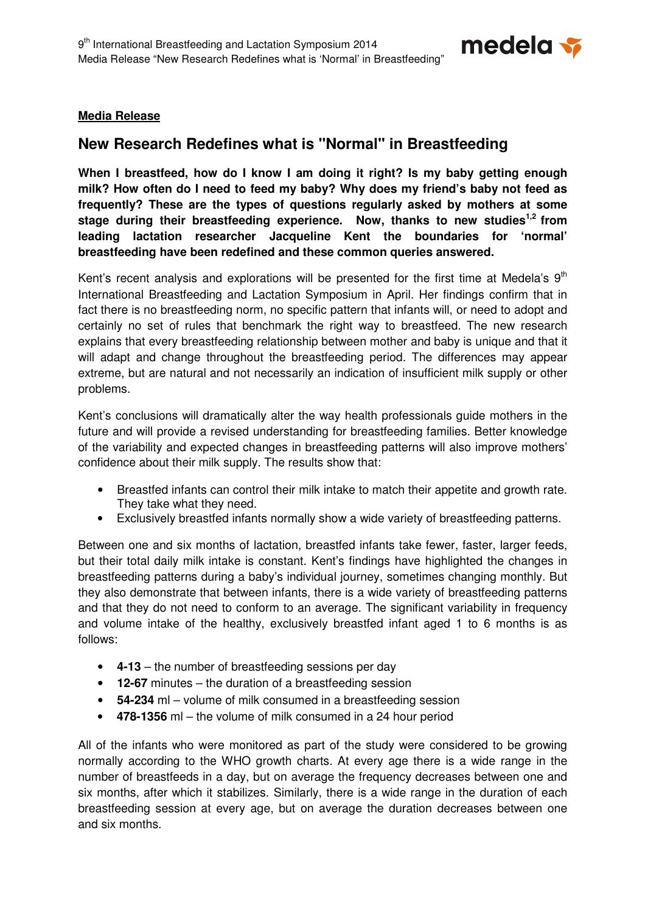**Media Release**

## New Research Redefines what is "Normal" in Breastfeeding

**When I breastfeed, how do I know I am doing it right? Is my baby getting enough milk? How often do I need to feed my baby? Why does my friend's baby not feed as frequently? These are the types of questions regularly asked by mothers at some stage during their breastfeeding experience. Now, thanks to new studies[1,2] from leading lactation researcher Jacqueline Kent the boundaries for 'normal' breastfeeding have been redefined and these common queries answered.**

Kent's recent analysis and explorations will be presented for the first time at Medela's 9th International Breastfeeding and Lactation Symposium in April. Her findings confirm that in fact there is no breastfeeding norm, no specific pattern that infants will, or need to adopt and certainly no set of rules that benchmark the right way to breastfeed. The new research explains that every breastfeeding relationship between mother and baby is unique and that it will adapt and change throughout the breastfeeding period. The differences may appear extreme, but are natural and not necessarily an indication of insufficient milk supply or other problems.

Kent's conclusions will dramatically alter the way health professionals guide mothers in the future and will provide a revised understanding for breastfeeding families. Better knowledge of the variability and expected changes in breastfeeding patterns will also improve mothers' confidence about their milk supply. The results show that:

- Breastfed infants can control their milk intake to match their appetite and growth rate. They take what they need.
- Exclusively breastfed infants normally show a wide variety of breastfeeding patterns.

Between one and six months of lactation, breastfed infants take fewer, faster, larger feeds, but their total daily milk intake is constant. Kent's findings have highlighted the changes in breastfeeding patterns during a baby's individual journey, sometimes changing monthly. But they also demonstrate that between infants, there is a wide variety of breastfeeding patterns and that they do not need to conform to an average. The significant variability in frequency and volume intake of the healthy, exclusively breastfed infant aged 1 to 6 months is as follows:

- **4-13** – the number of breastfeeding sessions per day
- **12-67** minutes – the duration of a breastfeeding session
- **54-234** ml – volume of milk consumed in a breastfeeding session
- **478-1356** ml – the volume of milk consumed in a 24 hour period

All of the infants who were monitored as part of the study were considered to be growing normally according to the WHO growth charts. At every age there is a wide range in the number of breastfeeds in a day, but on average the frequency decreases between one and six months, after which it stabilizes. Similarly, there is a wide range in the duration of each breastfeeding session at every age, but on average the duration decreases between one and six months.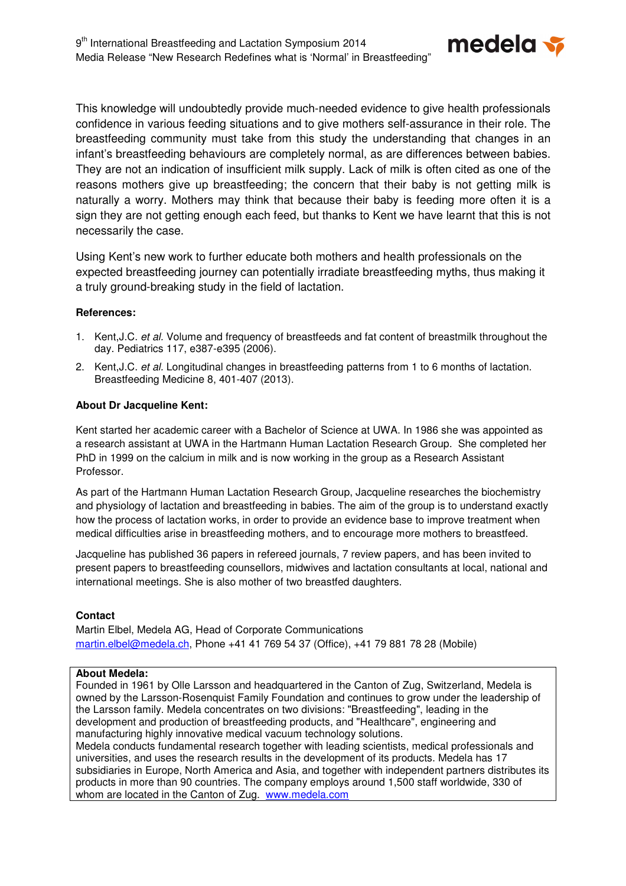This knowledge will undoubtedly provide much-needed evidence to give health professionals confidence in various feeding situations and to give mothers self-assurance in their role. The breastfeeding community must take from this study the understanding that changes in an infant's breastfeeding behaviours are completely normal, as are differences between babies. They are not an indication of insufficient milk supply. Lack of milk is often cited as one of the reasons mothers give up breastfeeding; the concern that their baby is not getting milk is naturally a worry. Mothers may think that because their baby is feeding more often it is a sign they are not getting enough each feed, but thanks to Kent we have learnt that this is not necessarily the case.

Using Kent's new work to further educate both mothers and health professionals on the expected breastfeeding journey can potentially irradiate breastfeeding myths, thus making it a truly ground-breaking study in the field of lactation.

**References:**

1. Kent,J.C. *et al.* Volume and frequency of breastfeeds and fat content of breastmilk throughout the day. Pediatrics 117, e387-e395 (2006).
2. Kent,J.C. *et al.* Longitudinal changes in breastfeeding patterns from 1 to 6 months of lactation. Breastfeeding Medicine 8, 401-407 (2013).

**About Dr Jacqueline Kent:**

Kent started her academic career with a Bachelor of Science at UWA. In 1986 she was appointed as a research assistant at UWA in the Hartmann Human Lactation Research Group. She completed her PhD in 1999 on the calcium in milk and is now working in the group as a Research Assistant Professor.

As part of the Hartmann Human Lactation Research Group, Jacqueline researches the biochemistry and physiology of lactation and breastfeeding in babies. The aim of the group is to understand exactly how the process of lactation works, in order to provide an evidence base to improve treatment when medical difficulties arise in breastfeeding mothers, and to encourage more mothers to breastfeed.

Jacqueline has published 36 papers in refereed journals, 7 review papers, and has been invited to present papers to breastfeeding counsellors, midwives and lactation consultants at local, national and international meetings. She is also mother of two breastfed daughters.

**Contact**
Martin Elbel, Medela AG, Head of Corporate Communications
martin.elbel@medela.ch, Phone +41 41 769 54 37 (Office), +41 79 881 78 28 (Mobile)

**About Medela:**
Founded in 1961 by Olle Larsson and headquartered in the Canton of Zug, Switzerland, Medela is owned by the Larsson-Rosenquist Family Foundation and continues to grow under the leadership of the Larsson family. Medela concentrates on two divisions: "Breastfeeding", leading in the development and production of breastfeeding products, and "Healthcare", engineering and manufacturing highly innovative medical vacuum technology solutions.
Medela conducts fundamental research together with leading scientists, medical professionals and universities, and uses the research results in the development of its products. Medela has 17 subsidiaries in Europe, North America and Asia, and together with independent partners distributes its products in more than 90 countries. The company employs around 1,500 staff worldwide, 330 of whom are located in the Canton of Zug. www.medela.com